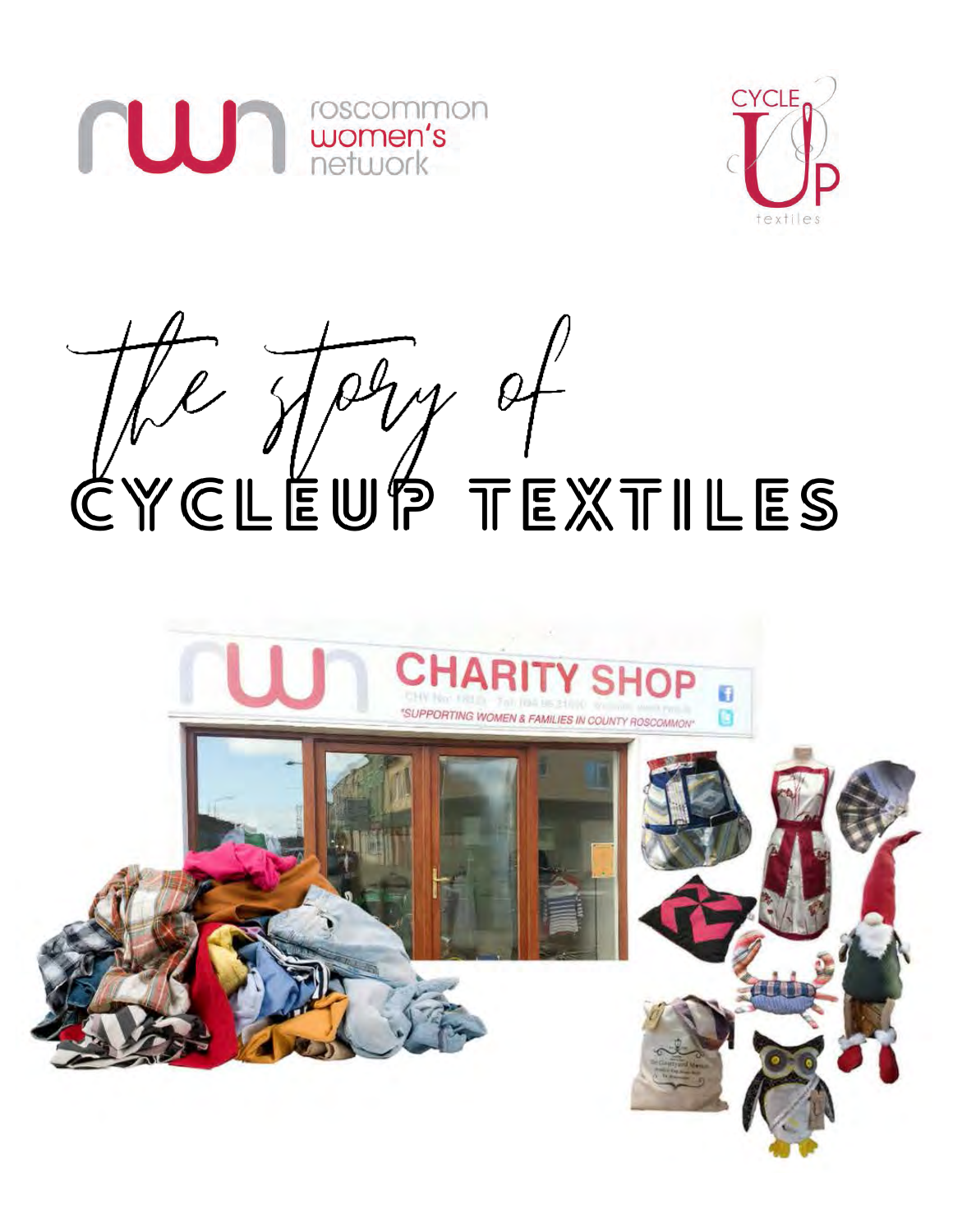roscommon women's network

CYCLE UP textiles

# the story of CYCLEUP TEXTILES

CHARITY SHOP

"SUPPORTING WOMEN & FAMILIES IN COUNTY ROSCOMMON"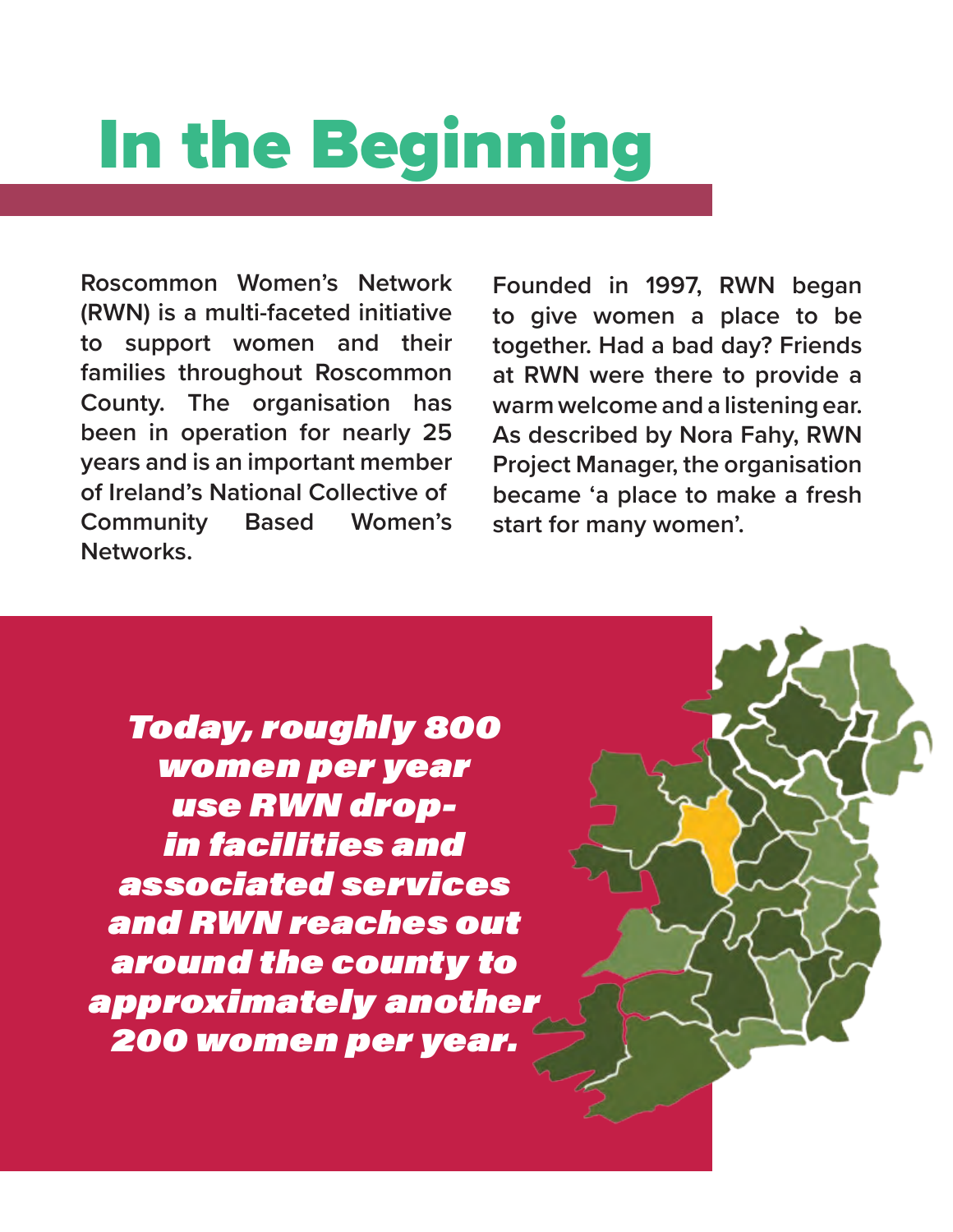# In the Beginning

**Roscommon Women's Network (RWN) is a multi-faceted initiative to support women and their families throughout Roscommon County. The organisation has been in operation for nearly 25 years and is an important member of Ireland's National Collective of Community Based Women's Networks.**

**Founded in 1997, RWN began to give women a place to be together. Had a bad day? Friends at RWN were there to provide a warm welcome and a listening ear. As described by Nora Fahy, RWN Project Manager, the organisation became 'a place to make a fresh start for many women'.**

***Today, roughly 800 women per year use RWN drop-in facilities and associated services and RWN reaches out around the county to approximately another 200 women per year.***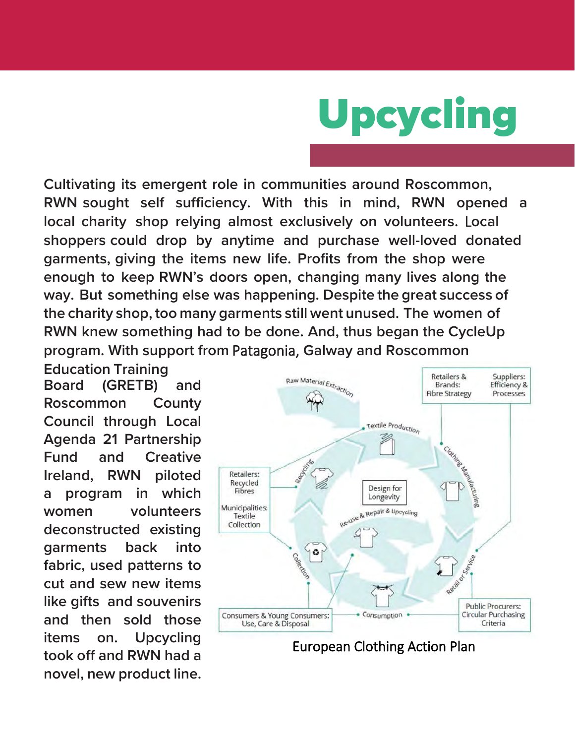# Upcycling

Cultivating its emergent role in communities around Roscommon, RWN sought self sufficiency. With this in mind, RWN opened a local charity shop relying almost exclusively on volunteers. Local shoppers could drop by anytime and purchase well-loved donated garments, giving the items new life. Profits from the shop were enough to keep RWN's doors open, changing many lives along the way. But something else was happening. Despite the great success of the charity shop, too many garments still went unused. The women of RWN knew something had to be done. And, thus began the CycleUp program. With support from Patagonia, Galway and Roscommon Education Training Board (GRETB) and Roscommon County Council through Local Agenda 21 Partnership Fund and Creative Ireland, RWN piloted a program in which women volunteers deconstructed existing garments back into fabric, used patterns to cut and sew new items like gifts and souvenirs and then sold those items on. Upcycling took off and RWN had a novel, new product line.

European Clothing Action Plan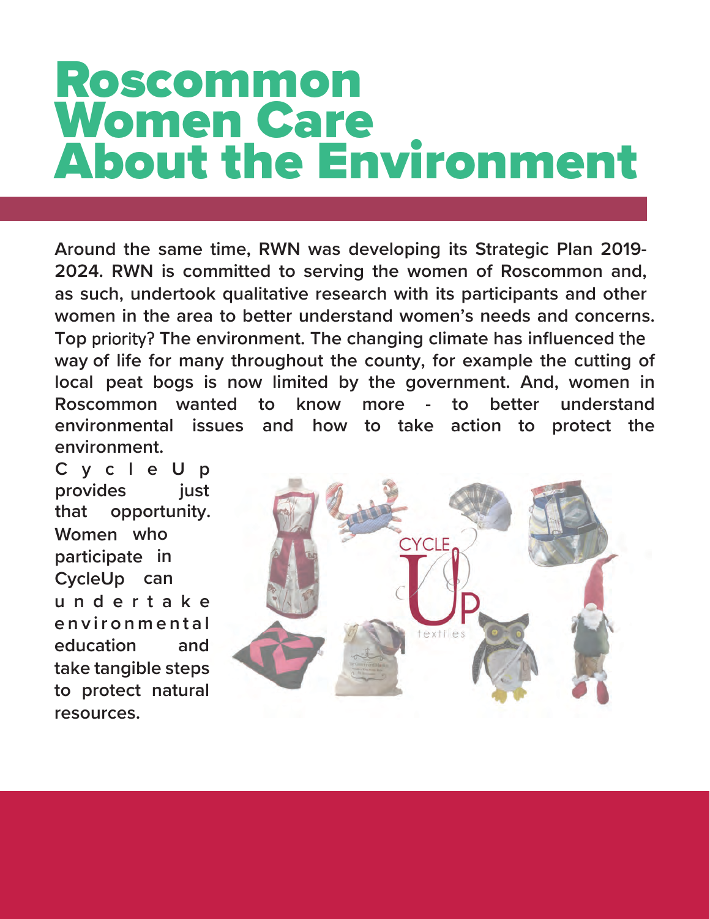# Roscommon Women Care About the Environment

**Around the same time, RWN was developing its Strategic Plan 2019-2024. RWN is committed to serving the women of Roscommon and, as such, undertook qualitative research with its participants and other women in the area to better understand women's needs and concerns. Top priority? The environment. The changing climate has influenced the way of life for many throughout the county, for example the cutting of local peat bogs is now limited by the government. And, women in Roscommon wanted to know more - to better understand environmental issues and how to take action to protect the environment.**

**CycleUp provides just that opportunity. Women who participate in CycleUp can undertake environmental education and take tangible steps to protect natural resources.**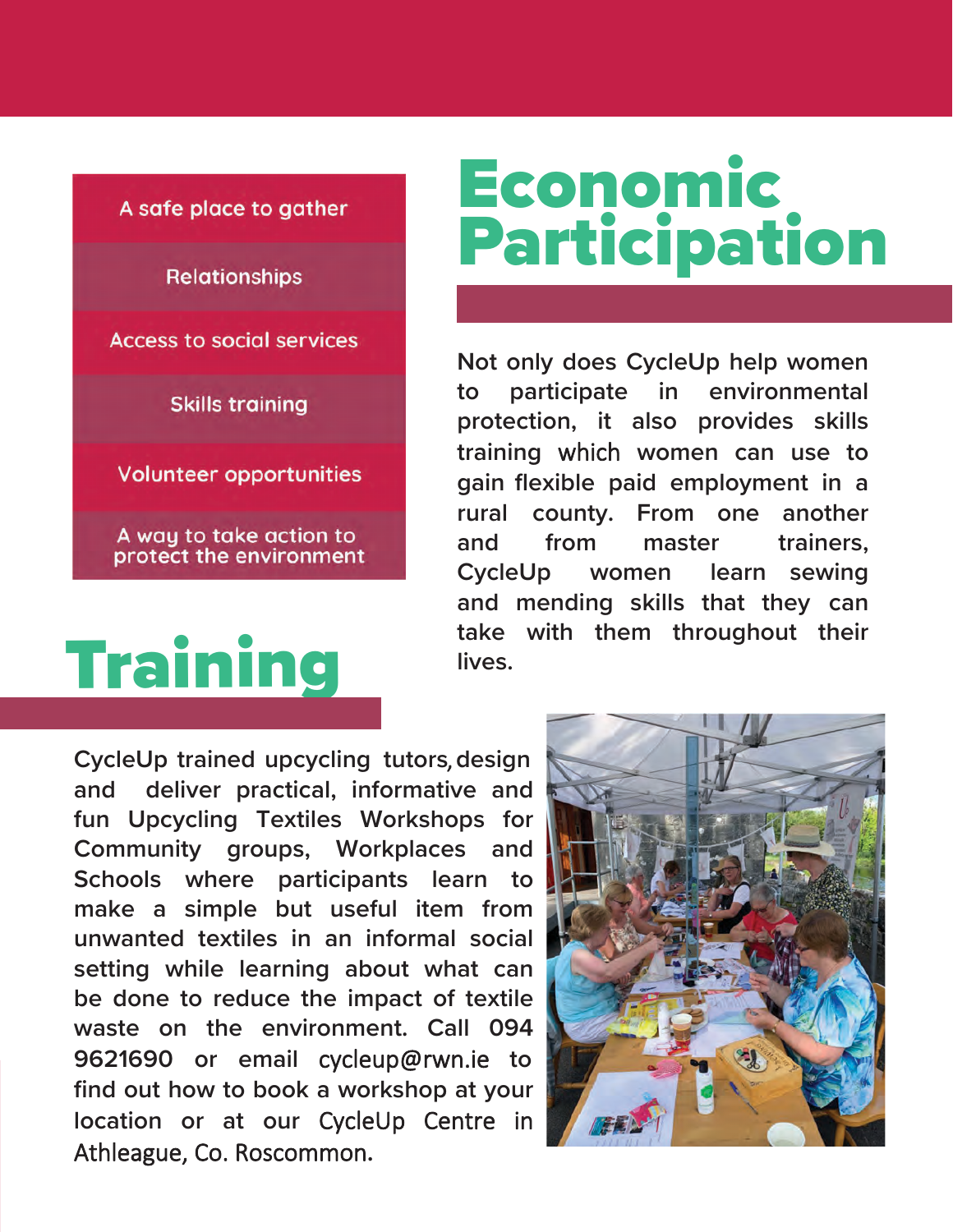- A safe place to gather
- Relationships
- Access to social services
- Skills training
- Volunteer opportunities
- A way to take action to protect the environment

# Economic Participation

Not only does CycleUp help women to participate in environmental protection, it also provides skills training which women can use to gain flexible paid employment in a rural county. From one another and from master trainers, CycleUp women learn sewing and mending skills that they can take with them throughout their lives.

# Training

CycleUp trained upcycling tutors, design and deliver practical, informative and fun Upcycling Textiles Workshops for Community groups, Workplaces and Schools where participants learn to make a simple but useful item from unwanted textiles in an informal social setting while learning about what can be done to reduce the impact of textile waste on the environment. Call 094 9621690 or email cycleup@rwn.ie to find out how to book a workshop at your location or at our CycleUp Centre in Athleague, Co. Roscommon.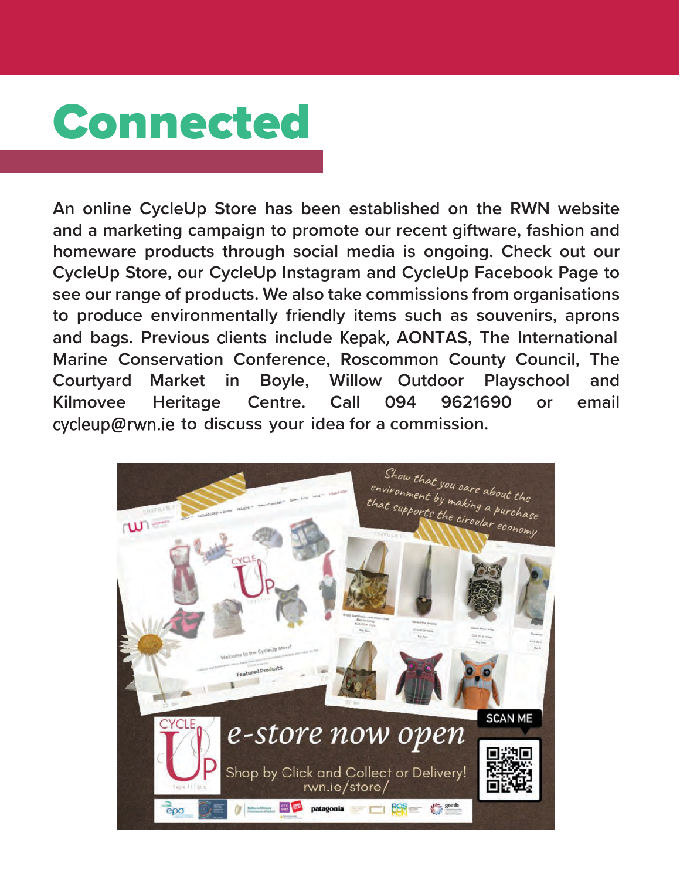# Connected

**An online CycleUp Store has been established on the RWN website and a marketing campaign to promote our recent giftware, fashion and homeware products through social media is ongoing. Check out our CycleUp Store, our CycleUp Instagram and CycleUp Facebook Page to see our range of products. We also take commissions from organisations to produce environmentally friendly items such as souvenirs, aprons and bags. Previous clients include Kepak, AONTAS, The International Marine Conservation Conference, Roscommon County Council, The Courtyard Market in Boyle, Willow Outdoor Playschool and Kilmovee Heritage Centre. Call 094 9621690 or email cycleup@rwn.ie to discuss your idea for a commission.**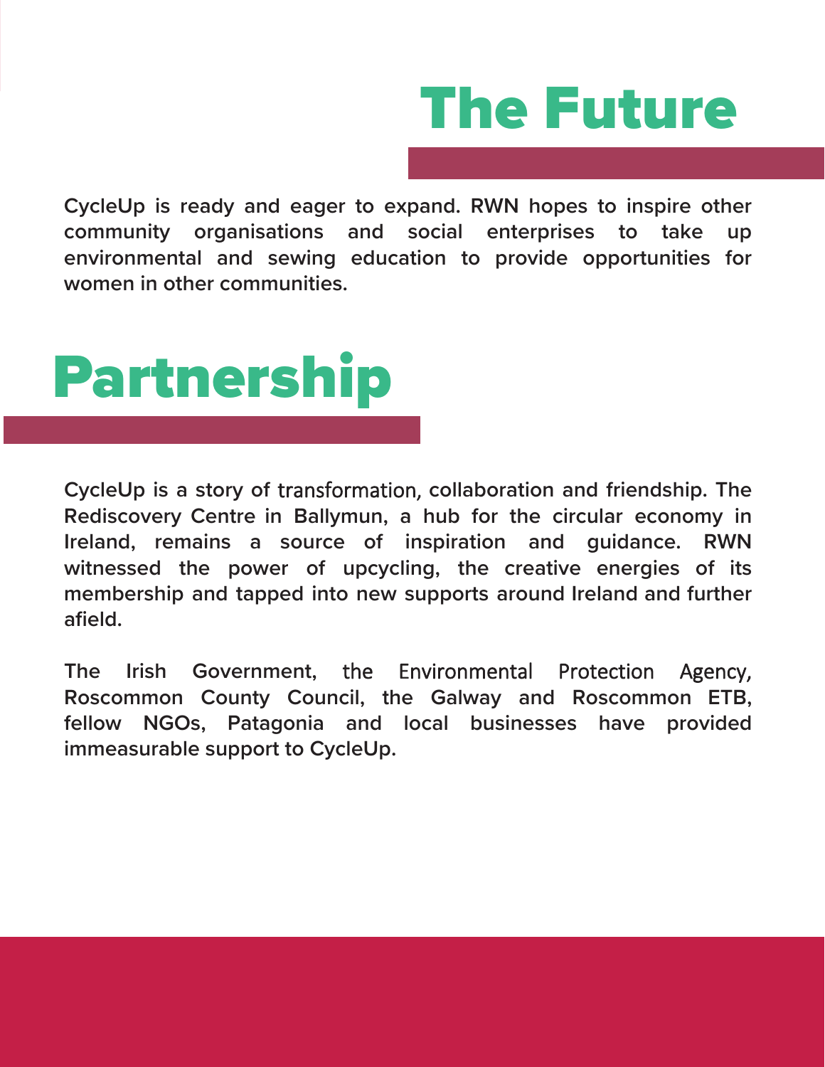# The Future

**CycleUp is ready and eager to expand. RWN hopes to inspire other community organisations and social enterprises to take up environmental and sewing education to provide opportunities for women in other communities.**

# Partnership

**CycleUp is a story of transformation, collaboration and friendship. The Rediscovery Centre in Ballymun, a hub for the circular economy in Ireland, remains a source of inspiration and guidance. RWN witnessed the power of upcycling, the creative energies of its membership and tapped into new supports around Ireland and further afield.**

**The Irish Government, the Environmental Protection Agency, Roscommon County Council, the Galway and Roscommon ETB, fellow NGOs, Patagonia and local businesses have provided immeasurable support to CycleUp.**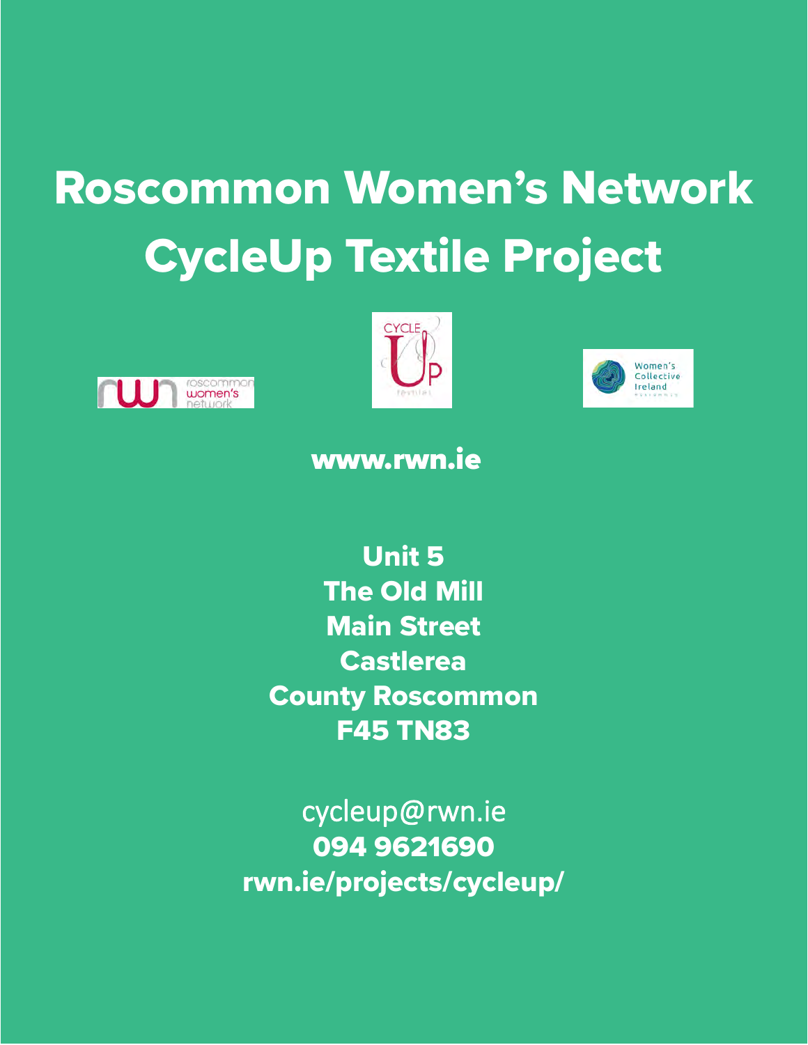# Roscommon Women's Network CycleUp Textile Project

**www.rwn.ie**

**Unit 5**
**The Old Mill**
**Main Street**
**Castlerea**
**County Roscommon**
**F45 TN83**

cycleup@rwn.ie
**094 9621690**
**rwn.ie/projects/cycleup/**